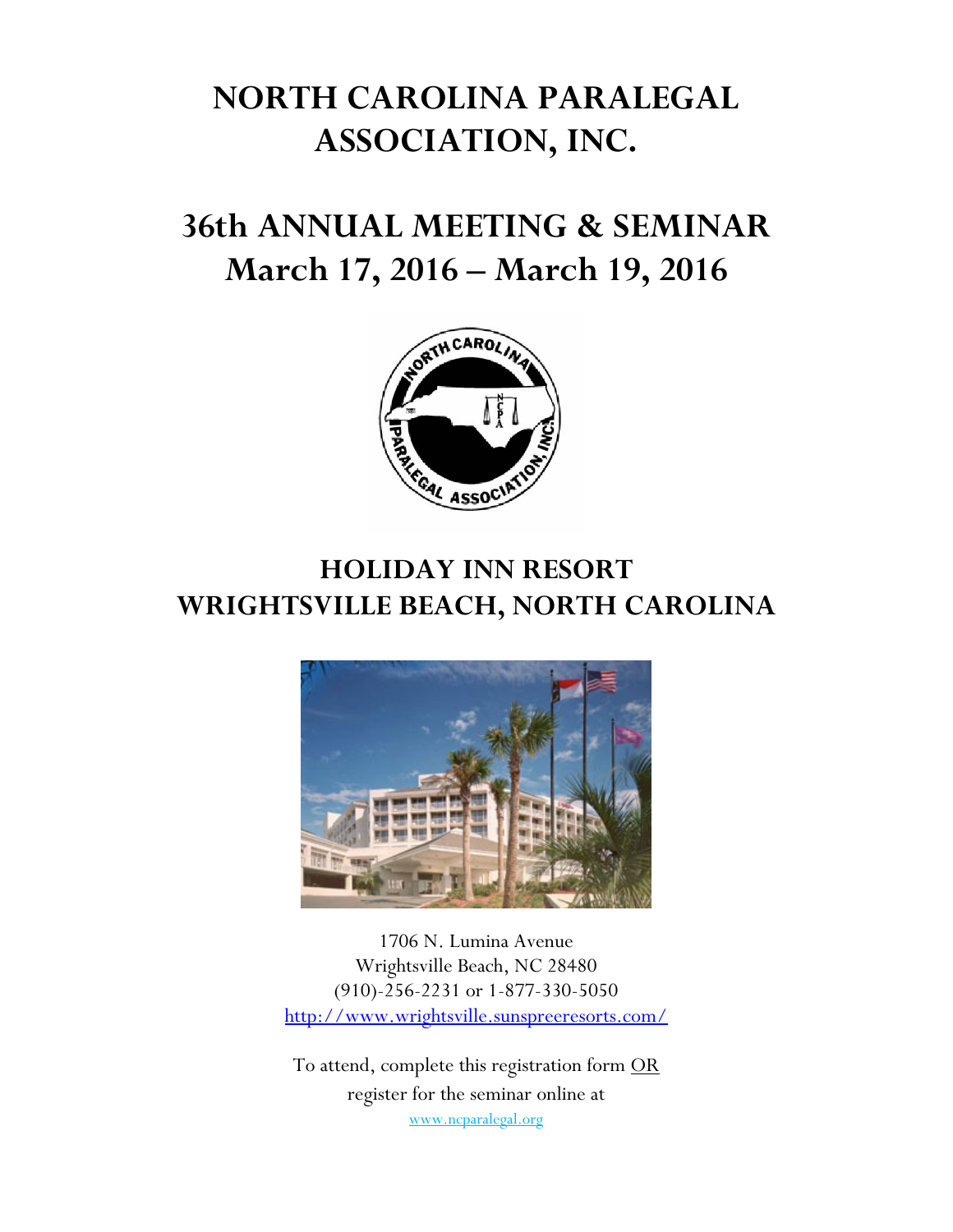# NORTH CAROLINA PARALEGAL ASSOCIATION, INC.

# 36th ANNUAL MEETING & SEMINAR
# March 17, 2016 – March 19, 2016

## HOLIDAY INN RESORT
## WRIGHTSVILLE BEACH, NORTH CAROLINA

1706 N. Lumina Avenue
Wrightsville Beach, NC 28480
(910)-256-2231 or 1-877-330-5050
http://www.wrightsville.sunspreeresorts.com/

To attend, complete this registration form OR register for the seminar online at
www.ncparalegal.org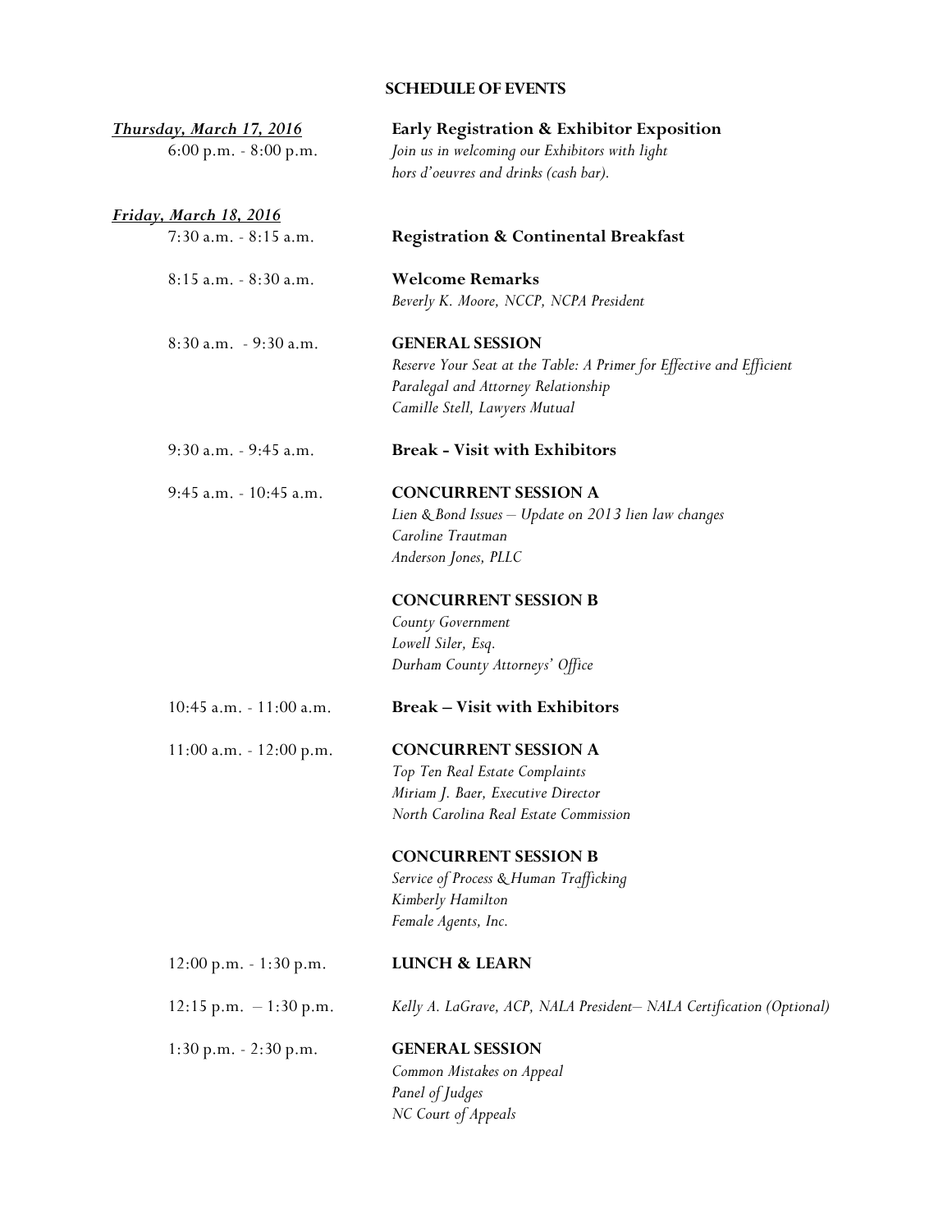## SCHEDULE OF EVENTS

***Thursday, March 17, 2016***

6:00 p.m. - 8:00 p.m. — **Early Registration & Exhibitor Exposition**
*Join us in welcoming our Exhibitors with light hors d'oeuvres and drinks (cash bar).*

***Friday, March 18, 2016***

7:30 a.m. - 8:15 a.m. — **Registration & Continental Breakfast**

8:15 a.m. - 8:30 a.m. — **Welcome Remarks**
*Beverly K. Moore, NCCP, NCPA President*

8:30 a.m. - 9:30 a.m. — **GENERAL SESSION**
*Reserve Your Seat at the Table: A Primer for Effective and Efficient Paralegal and Attorney Relationship*
*Camille Stell, Lawyers Mutual*

9:30 a.m. - 9:45 a.m. — **Break - Visit with Exhibitors**

9:45 a.m. - 10:45 a.m. — **CONCURRENT SESSION A**
*Lien & Bond Issues – Update on 2013 lien law changes*
*Caroline Trautman*
*Anderson Jones, PLLC*

**CONCURRENT SESSION B**
*County Government*
*Lowell Siler, Esq.*
*Durham County Attorneys' Office*

10:45 a.m. - 11:00 a.m. — **Break – Visit with Exhibitors**

11:00 a.m. - 12:00 p.m. — **CONCURRENT SESSION A**
*Top Ten Real Estate Complaints*
*Miriam J. Baer, Executive Director*
*North Carolina Real Estate Commission*

**CONCURRENT SESSION B**
*Service of Process & Human Trafficking*
*Kimberly Hamilton*
*Female Agents, Inc.*

12:00 p.m. - 1:30 p.m. — **LUNCH & LEARN**

12:15 p.m. – 1:30 p.m. — *Kelly A. LaGrave, ACP, NALA President– NALA Certification (Optional)*

1:30 p.m. - 2:30 p.m. — **GENERAL SESSION**
*Common Mistakes on Appeal*
*Panel of Judges*
*NC Court of Appeals*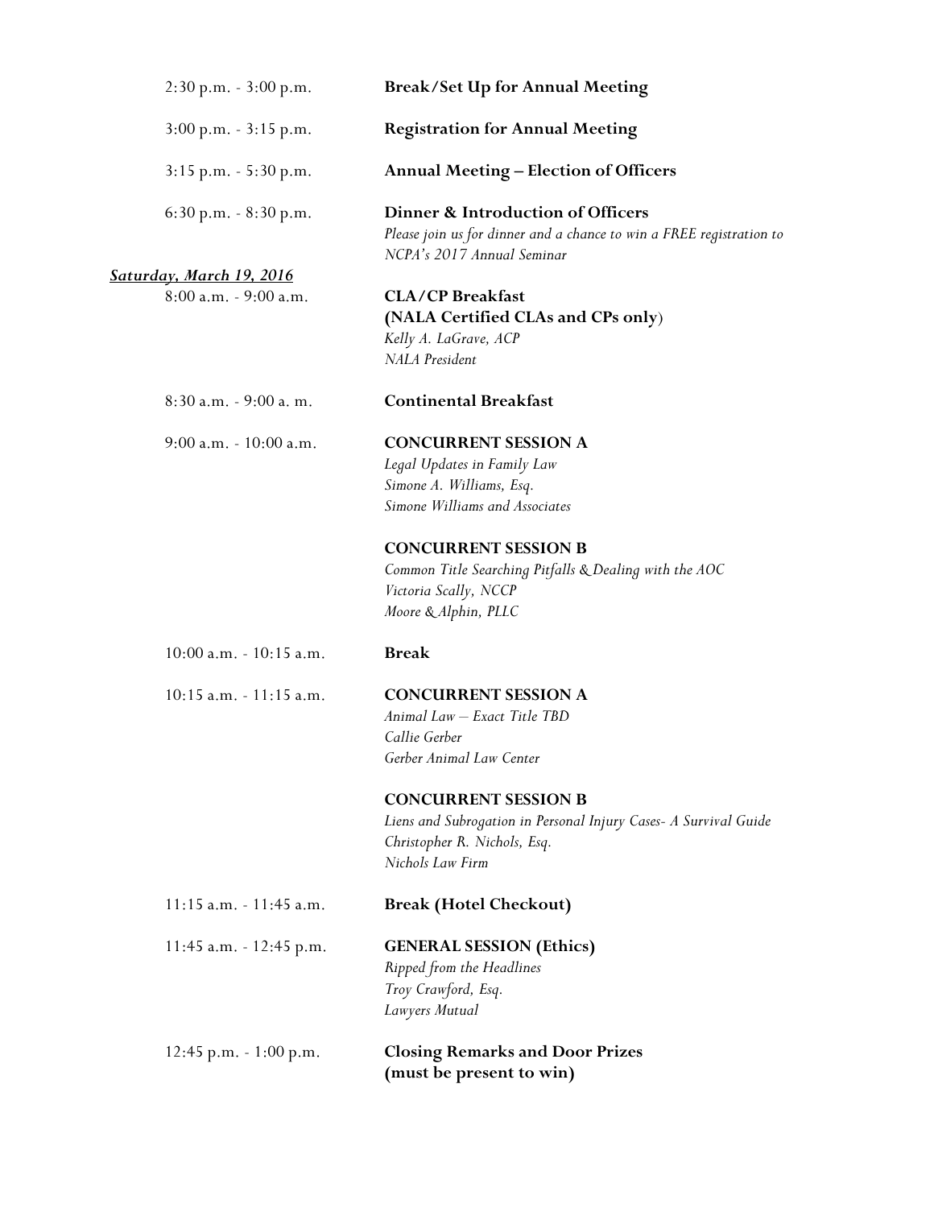| | |
|---|---|
| 2:30 p.m. - 3:00 p.m. | **Break/Set Up for Annual Meeting** |
| 3:00 p.m. - 3:15 p.m. | **Registration for Annual Meeting** |
| 3:15 p.m. - 5:30 p.m. | **Annual Meeting – Election of Officers** |
| 6:30 p.m. - 8:30 p.m. | **Dinner & Introduction of Officers**<br>*Please join us for dinner and a chance to win a FREE registration to NCPA's 2017 Annual Seminar* |

***Saturday, March 19, 2016***

| | |
|---|---|
| 8:00 a.m. - 9:00 a.m. | **CLA/CP Breakfast**<br>**(NALA Certified CLAs and CPs only)**<br>*Kelly A. LaGrave, ACP*<br>*NALA President* |
| 8:30 a.m. - 9:00 a. m. | **Continental Breakfast** |
| 9:00 a.m. - 10:00 a.m. | **CONCURRENT SESSION A**<br>*Legal Updates in Family Law*<br>*Simone A. Williams, Esq.*<br>*Simone Williams and Associates*<br><br>**CONCURRENT SESSION B**<br>*Common Title Searching Pitfalls & Dealing with the AOC*<br>*Victoria Scally, NCCP*<br>*Moore & Alphin, PLLC* |
| 10:00 a.m. - 10:15 a.m. | **Break** |
| 10:15 a.m. - 11:15 a.m. | **CONCURRENT SESSION A**<br>*Animal Law – Exact Title TBD*<br>*Callie Gerber*<br>*Gerber Animal Law Center*<br><br>**CONCURRENT SESSION B**<br>*Liens and Subrogation in Personal Injury Cases- A Survival Guide*<br>*Christopher R. Nichols, Esq.*<br>*Nichols Law Firm* |
| 11:15 a.m. - 11:45 a.m. | **Break (Hotel Checkout)** |
| 11:45 a.m. - 12:45 p.m. | **GENERAL SESSION (Ethics)**<br>*Ripped from the Headlines*<br>*Troy Crawford, Esq.*<br>*Lawyers Mutual* |
| 12:45 p.m. - 1:00 p.m. | **Closing Remarks and Door Prizes**<br>**(must be present to win)** |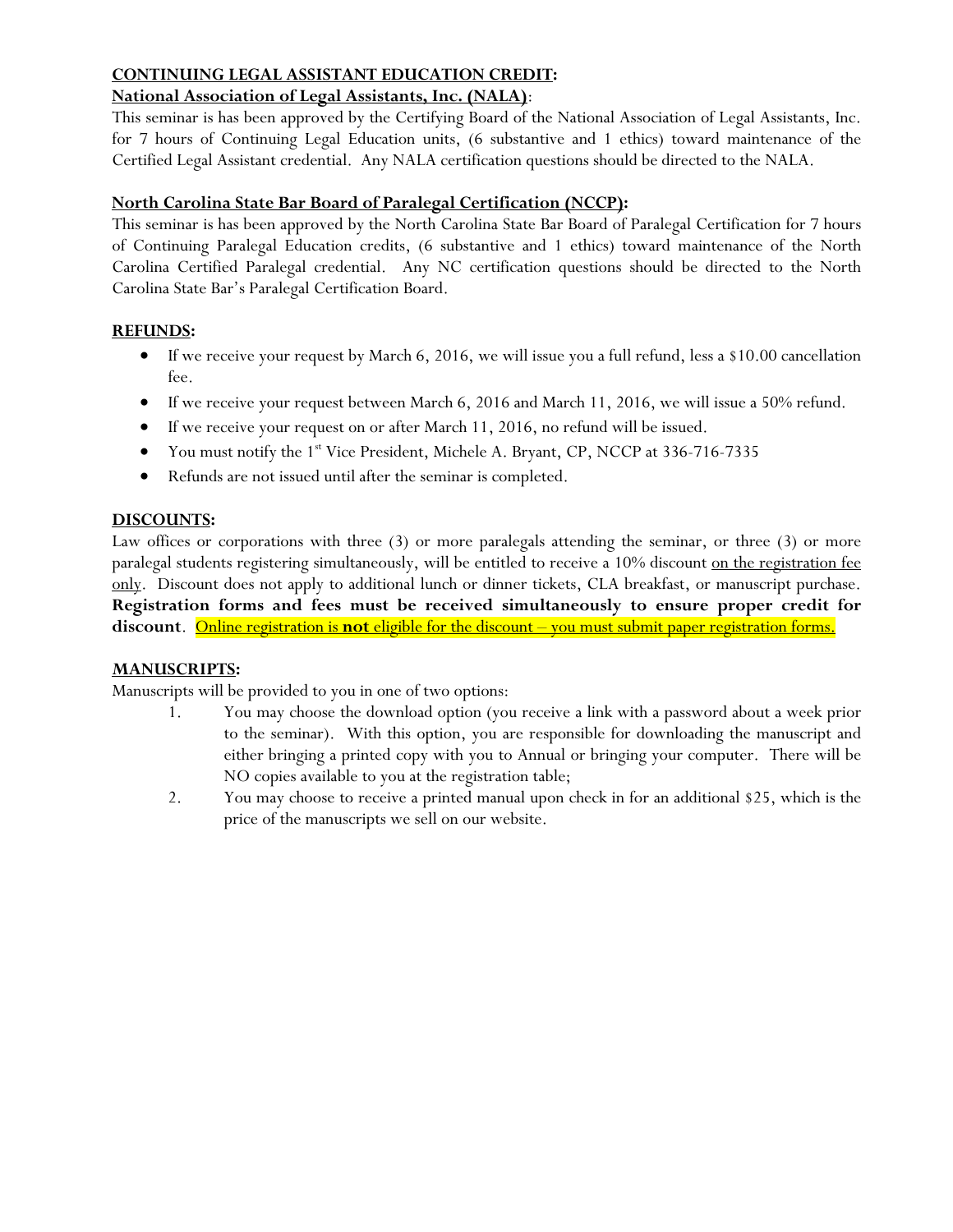## CONTINUING LEGAL ASSISTANT EDUCATION CREDIT:

### National Association of Legal Assistants, Inc. (NALA):

This seminar is has been approved by the Certifying Board of the National Association of Legal Assistants, Inc. for 7 hours of Continuing Legal Education units, (6 substantive and 1 ethics) toward maintenance of the Certified Legal Assistant credential. Any NALA certification questions should be directed to the NALA.

### North Carolina State Bar Board of Paralegal Certification (NCCP):

This seminar is has been approved by the North Carolina State Bar Board of Paralegal Certification for 7 hours of Continuing Paralegal Education credits, (6 substantive and 1 ethics) toward maintenance of the North Carolina Certified Paralegal credential. Any NC certification questions should be directed to the North Carolina State Bar's Paralegal Certification Board.

## REFUNDS:

- If we receive your request by March 6, 2016, we will issue you a full refund, less a $10.00 cancellation fee.
- If we receive your request between March 6, 2016 and March 11, 2016, we will issue a 50% refund.
- If we receive your request on or after March 11, 2016, no refund will be issued.
- You must notify the 1st Vice President, Michele A. Bryant, CP, NCCP at 336-716-7335
- Refunds are not issued until after the seminar is completed.

## DISCOUNTS:

Law offices or corporations with three (3) or more paralegals attending the seminar, or three (3) or more paralegal students registering simultaneously, will be entitled to receive a 10% discount on the registration fee only. Discount does not apply to additional lunch or dinner tickets, CLA breakfast, or manuscript purchase. **Registration forms and fees must be received simultaneously to ensure proper credit for discount**. Online registration is **not** eligible for the discount – you must submit paper registration forms.

## MANUSCRIPTS:

Manuscripts will be provided to you in one of two options:

1. You may choose the download option (you receive a link with a password about a week prior to the seminar). With this option, you are responsible for downloading the manuscript and either bringing a printed copy with you to Annual or bringing your computer. There will be NO copies available to you at the registration table;
2. You may choose to receive a printed manual upon check in for an additional $25, which is the price of the manuscripts we sell on our website.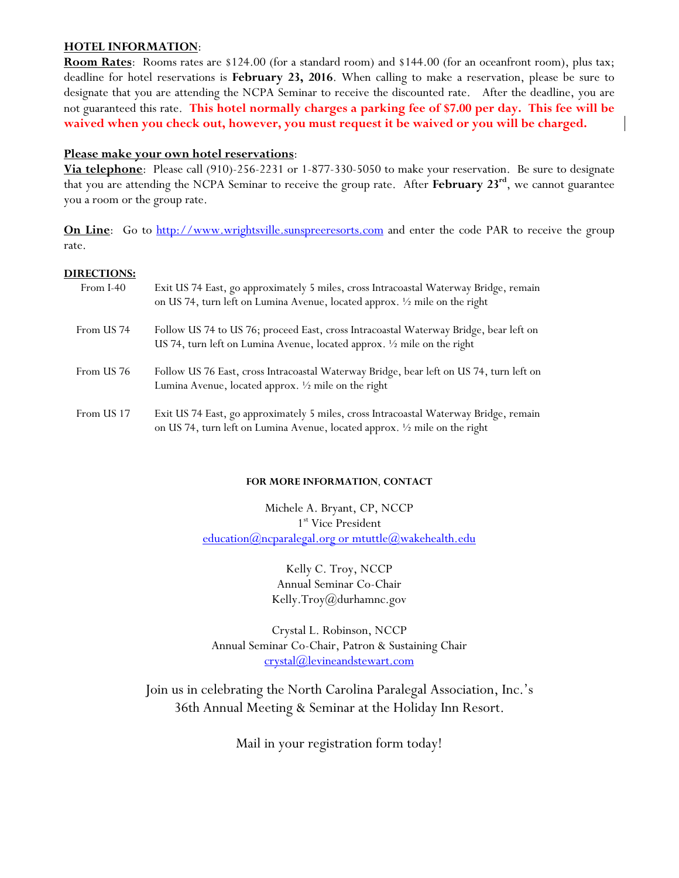**HOTEL INFORMATION**:

**Room Rates**: Rooms rates are $124.00 (for a standard room) and $144.00 (for an oceanfront room), plus tax; deadline for hotel reservations is **February 23, 2016**. When calling to make a reservation, please be sure to designate that you are attending the NCPA Seminar to receive the discounted rate. After the deadline, you are not guaranteed this rate. **This hotel normally charges a parking fee of $7.00 per day. This fee will be waived when you check out, however, you must request it be waived or you will be charged.**

**Please make your own hotel reservations**:

**Via telephone**: Please call (910)-256-2231 or 1-877-330-5050 to make your reservation. Be sure to designate that you are attending the NCPA Seminar to receive the group rate. After **February 23rd**, we cannot guarantee you a room or the group rate.

**On Line**: Go to http://www.wrightsville.sunspreeresorts.com and enter the code PAR to receive the group rate.

**DIRECTIONS:**

| | |
|---|---|
| From I-40 | Exit US 74 East, go approximately 5 miles, cross Intracoastal Waterway Bridge, remain on US 74, turn left on Lumina Avenue, located approx. ½ mile on the right |
| From US 74 | Follow US 74 to US 76; proceed East, cross Intracoastal Waterway Bridge, bear left on US 74, turn left on Lumina Avenue, located approx. ½ mile on the right |
| From US 76 | Follow US 76 East, cross Intracoastal Waterway Bridge, bear left on US 74, turn left on Lumina Avenue, located approx. ½ mile on the right |
| From US 17 | Exit US 74 East, go approximately 5 miles, cross Intracoastal Waterway Bridge, remain on US 74, turn left on Lumina Avenue, located approx. ½ mile on the right |

**FOR MORE INFORMATION, CONTACT**

Michele A. Bryant, CP, NCCP
1st Vice President
education@ncparalegal.org or mtuttle@wakehealth.edu

Kelly C. Troy, NCCP
Annual Seminar Co-Chair
Kelly.Troy@durhamnc.gov

Crystal L. Robinson, NCCP
Annual Seminar Co-Chair, Patron & Sustaining Chair
crystal@levineandstewart.com

Join us in celebrating the North Carolina Paralegal Association, Inc.'s 36th Annual Meeting & Seminar at the Holiday Inn Resort.

Mail in your registration form today!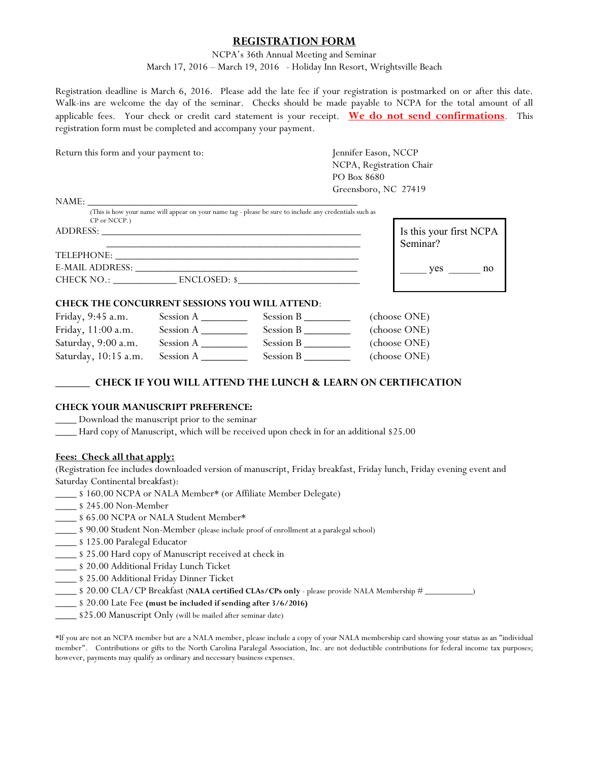# REGISTRATION FORM

NCPA's 36th Annual Meeting and Seminar

March 17, 2016 – March 19, 2016 - Holiday Inn Resort, Wrightsville Beach

Registration deadline is March 6, 2016. Please add the late fee if your registration is postmarked on or after this date. Walk-ins are welcome the day of the seminar. Checks should be made payable to NCPA for the total amount of all applicable fees. Your check or credit card statement is your receipt. **We do not send confirmations**. This registration form must be completed and accompany your payment.

Return this form and your payment to:

Jennifer Eason, NCCP
NCPA, Registration Chair
PO Box 8680
Greensboro, NC 27419

NAME: ______________________________________________________

(This is how your name will appear on your name tag - please be sure to include any credentials such as CP or NCCP.)

ADDRESS: ______________________________________________________

______________________________________________________

TELEPHONE: ______________________________________________________

E-MAIL ADDRESS: ______________________________________________

CHECK NO.: ____________ ENCLOSED: $________________________

Is this your first NCPA Seminar?

_____ yes ______ no

**CHECK THE CONCURRENT SESSIONS YOU WILL ATTEND**:

| | | | |
|---|---|---|---|
| Friday, 9:45 a.m. | Session A ________ | Session B ________ | (choose ONE) |
| Friday, 11:00 a.m. | Session A ________ | Session B ________ | (choose ONE) |
| Saturday, 9:00 a.m. | Session A ________ | Session B ________ | (choose ONE) |
| Saturday, 10:15 a.m. | Session A ________ | Session B ________ | (choose ONE) |

**______ CHECK IF YOU WILL ATTEND THE LUNCH & LEARN ON CERTIFICATION**

**CHECK YOUR MANUSCRIPT PREFERENCE:**

____ Download the manuscript prior to the seminar

____ Hard copy of Manuscript, which will be received upon check in for an additional $25.00

**Fees: Check all that apply:**

(Registration fee includes downloaded version of manuscript, Friday breakfast, Friday lunch, Friday evening event and Saturday Continental breakfast):

____ $ 160.00 NCPA or NALA Member* (or Affiliate Member Delegate)

____ $ 245.00 Non-Member

____ $ 65.00 NCPA or NALA Student Member*

____ $ 90.00 Student Non-Member (please include proof of enrollment at a paralegal school)

____ $ 125.00 Paralegal Educator

____ $ 25.00 Hard copy of Manuscript received at check in

____ $ 20.00 Additional Friday Lunch Ticket

____ $ 25.00 Additional Friday Dinner Ticket

____ $ 20.00 CLA/CP Breakfast (**NALA certified CLAs/CPs only** - please provide NALA Membership # __________)

____ $ 20.00 Late Fee **(must be included if sending after 3/6/2016)**

____ $25.00 Manuscript Only (will be mailed after seminar date)

*If you are not an NCPA member but are a NALA member, please include a copy of your NALA membership card showing your status as an "individual member". Contributions or gifts to the North Carolina Paralegal Association, Inc. are not deductible contributions for federal income tax purposes; however, payments may qualify as ordinary and necessary business expenses.